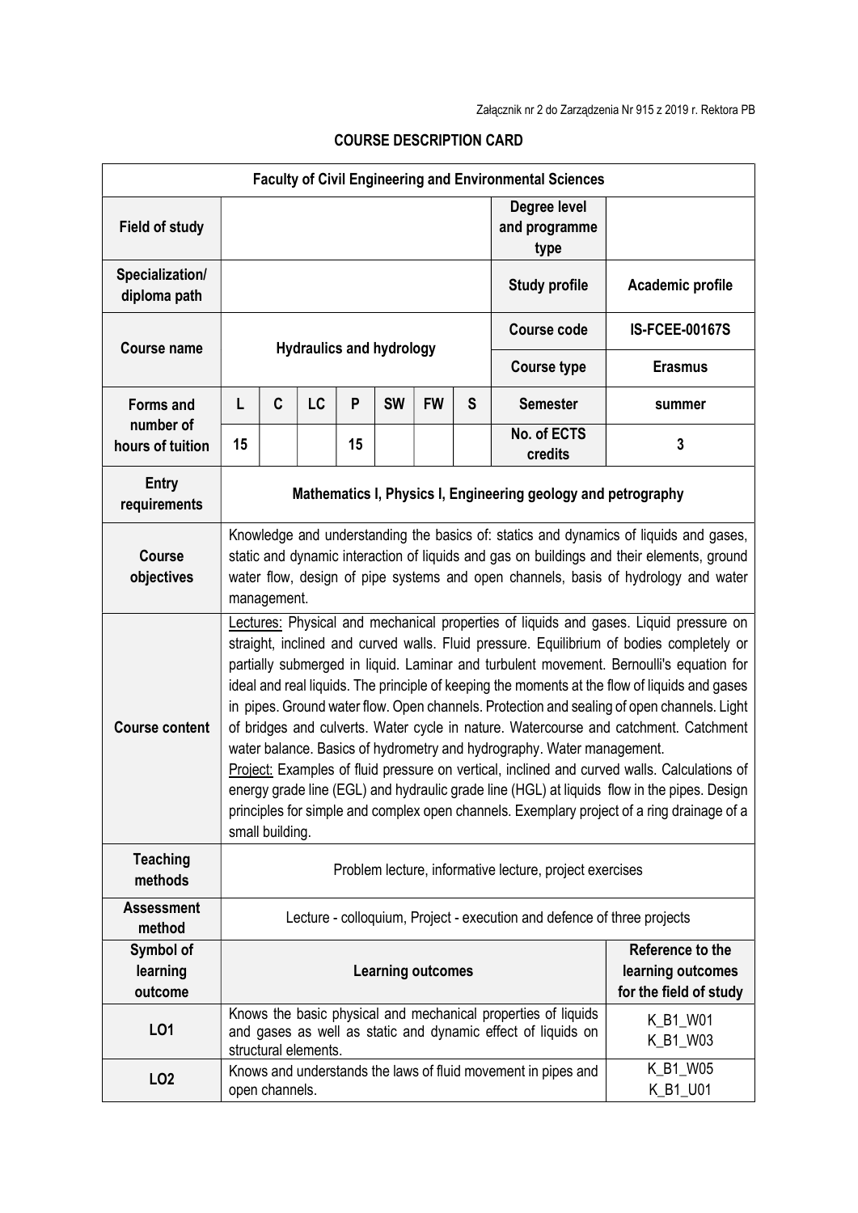Załącznik nr 2 do Zarządzenia Nr 915 z 2019 r. Rektora PB

# COURSE DESCRIPTION CARD

| Faculty of Civil Engineering and Environmental Sciences | | | | | | | | | |
|---|---|---|---|---|---|---|---|---|---|
| **Field of study** | | | | | | | | **Degree level and programme type** | |
| **Specialization/ diploma path** | | | | | | | | **Study profile** | **Academic profile** |
| **Course name** | **Hydraulics and hydrology** | | | | | | | **Course code** | **IS-FCEE-00167S** |
| | | | | | | | | **Course type** | **Erasmus** |
| **Forms and number of hours of tuition** | **L** | **C** | **LC** | **P** | **SW** | **FW** | **S** | **Semester** | **summer** |
| | **15** | | | **15** | | | | **No. of ECTS credits** | **3** |
| **Entry requirements** | **Mathematics I, Physics I, Engineering geology and petrography** | | | | | | | | |
| **Course objectives** | Knowledge and understanding the basics of: statics and dynamics of liquids and gases, static and dynamic interaction of liquids and gas on buildings and their elements, ground water flow, design of pipe systems and open channels, basis of hydrology and water management. | | | | | | | | |
| **Course content** | Lectures: Physical and mechanical properties of liquids and gases. Liquid pressure on straight, inclined and curved walls. Fluid pressure. Equilibrium of bodies completely or partially submerged in liquid. Laminar and turbulent movement. Bernoulli's equation for ideal and real liquids. The principle of keeping the moments at the flow of liquids and gases in pipes. Ground water flow. Open channels. Protection and sealing of open channels. Light of bridges and culverts. Water cycle in nature. Watercourse and catchment. Catchment water balance. Basics of hydrometry and hydrography. Water management. Project: Examples of fluid pressure on vertical, inclined and curved walls. Calculations of energy grade line (EGL) and hydraulic grade line (HGL) at liquids flow in the pipes. Design principles for simple and complex open channels. Exemplary project of a ring drainage of a small building. | | | | | | | | |
| **Teaching methods** | Problem lecture, informative lecture, project exercises | | | | | | | | |
| **Assessment method** | Lecture - colloquium, Project - execution and defence of three projects | | | | | | | | |
| **Symbol of learning outcome** | **Learning outcomes** | | | | | | | | **Reference to the learning outcomes for the field of study** |
| **LO1** | Knows the basic physical and mechanical properties of liquids and gases as well as static and dynamic effect of liquids on structural elements. | | | | | | | | K_B1_W01 K_B1_W03 |
| **LO2** | Knows and understands the laws of fluid movement in pipes and open channels. | | | | | | | | K_B1_W05 K_B1_U01 |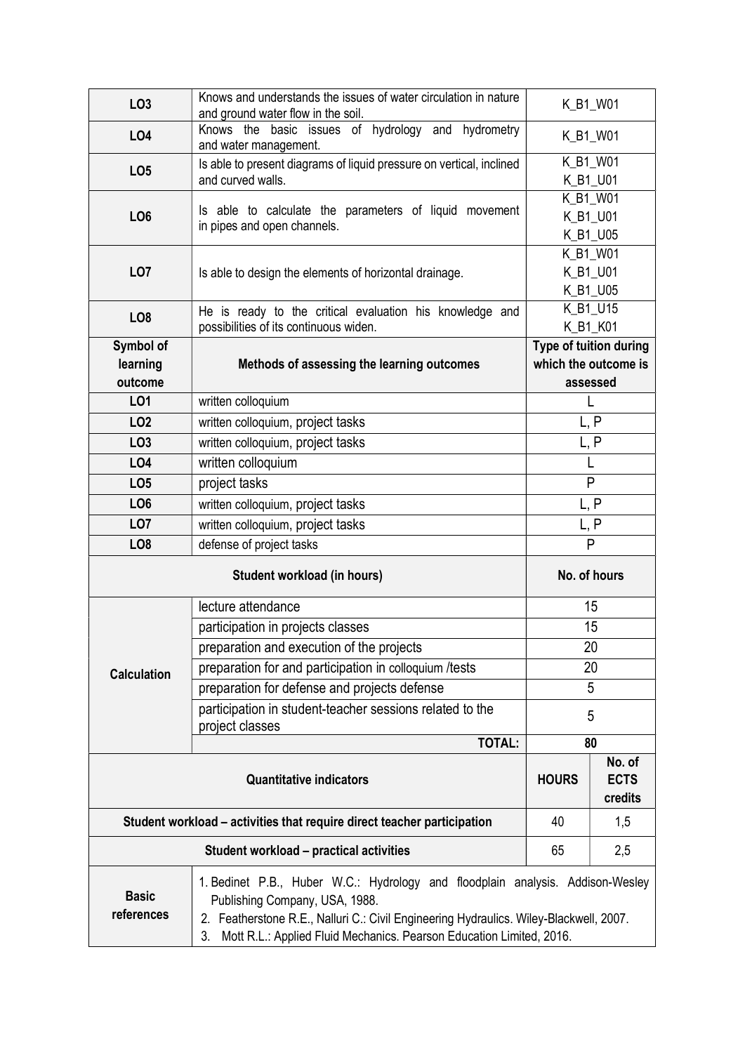| | | |
|---|---|---|
| **LO3** | Knows and understands the issues of water circulation in nature and ground water flow in the soil. | K_B1_W01 |
| **LO4** | Knows the basic issues of hydrology and hydrometry and water management. | K_B1_W01 |
| **LO5** | Is able to present diagrams of liquid pressure on vertical, inclined and curved walls. | K_B1_W01<br>K_B1_U01 |
| **LO6** | Is able to calculate the parameters of liquid movement in pipes and open channels. | K_B1_W01<br>K_B1_U01<br>K_B1_U05 |
| **LO7** | Is able to design the elements of horizontal drainage. | K_B1_W01<br>K_B1_U01<br>K_B1_U05 |
| **LO8** | He is ready to the critical evaluation his knowledge and possibilities of its continuous widen. | K_B1_U15<br>K_B1_K01 |

| **Symbol of learning outcome** | **Methods of assessing the learning outcomes** | **Type of tuition during which the outcome is assessed** |
|---|---|---|
| **LO1** | written colloquium | L |
| **LO2** | written colloquium, project tasks | L, P |
| **LO3** | written colloquium, project tasks | L, P |
| **LO4** | written colloquium | L |
| **LO5** | project tasks | P |
| **LO6** | written colloquium, project tasks | L, P |
| **LO7** | written colloquium, project tasks | L, P |
| **LO8** | defense of project tasks | P |

| **Student workload (in hours)** | | **No. of hours** |
|---|---|---|
| **Calculation** | lecture attendance | 15 |
| | participation in projects classes | 15 |
| | preparation and execution of the projects | 20 |
| | preparation for and participation in colloquium /tests | 20 |
| | preparation for defense and projects defense | 5 |
| | participation in student-teacher sessions related to the project classes | 5 |
| | **TOTAL:** | **80** |

| **Quantitative indicators** | **HOURS** | **No. of ECTS credits** |
|---|---|---|
| **Student workload – activities that require direct teacher participation** | 40 | 1,5 |
| **Student workload – practical activities** | 65 | 2,5 |

| | |
|---|---|
| **Basic references** | 1. Bedinet P.B., Huber W.C.: Hydrology and floodplain analysis. Addison-Wesley Publishing Company, USA, 1988.<br>2. Featherstone R.E., Nalluri C.: Civil Engineering Hydraulics. Wiley-Blackwell, 2007.<br>3. Mott R.L.: Applied Fluid Mechanics. Pearson Education Limited, 2016. |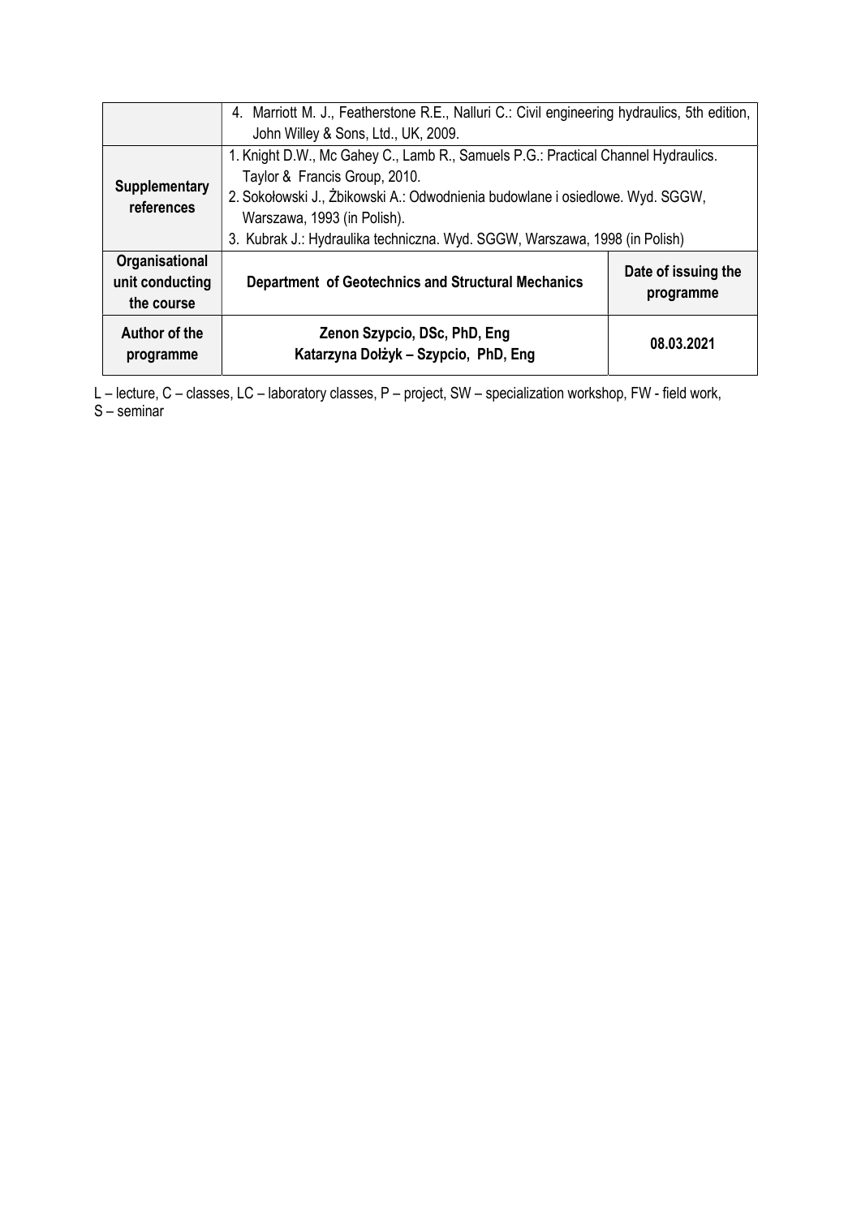| | | |
|---|---|---|
| | 4. Marriott M. J., Featherstone R.E., Nalluri C.: Civil engineering hydraulics, 5th edition, John Willey & Sons, Ltd., UK, 2009. | |
| **Supplementary references** | 1. Knight D.W., Mc Gahey C., Lamb R., Samuels P.G.: Practical Channel Hydraulics. Taylor & Francis Group, 2010.<br>2. Sokołowski J., Żbikowski A.: Odwodnienia budowlane i osiedlowe. Wyd. SGGW, Warszawa, 1993 (in Polish).<br>3. Kubrak J.: Hydraulika techniczna. Wyd. SGGW, Warszawa, 1998 (in Polish) | |
| **Organisational unit conducting the course** | **Department of Geotechnics and Structural Mechanics** | **Date of issuing the programme** |
| **Author of the programme** | **Zenon Szypcio, DSc, PhD, Eng**<br>**Katarzyna Dołżyk – Szypcio, PhD, Eng** | **08.03.2021** |

L – lecture, C – classes, LC – laboratory classes, P – project, SW – specialization workshop, FW - field work, S – seminar